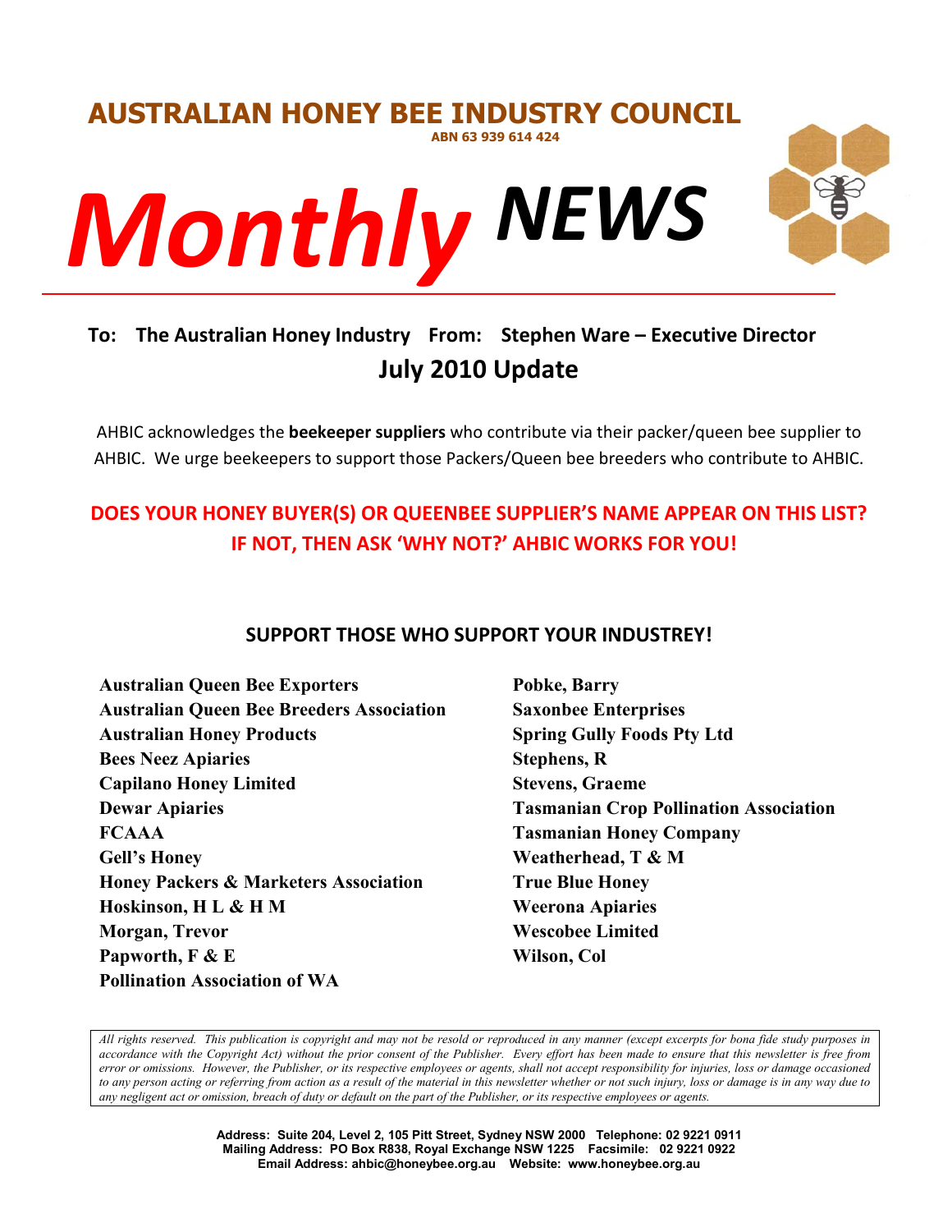# AUSTRALIAN HONEY BEE INDUSTRY COUNCIL

**ABN 63 939 614 424**

# *Monthly* NEWS

**To: The Australian Honey Industry From: Stephen Ware – Executive Director**

## July 2010 Update

AHBIC acknowledges the **beekeeper suppliers** who contribute via their packer/queen bee supplier to AHBIC. We urge beekeepers to support those Packers/Queen bee breeders who contribute to AHBIC.

**DOES YOUR HONEY BUYER(S) OR QUEENBEE SUPPLIER'S NAME APPEAR ON THIS LIST? IF NOT, THEN ASK 'WHY NOT?' AHBIC WORKS FOR YOU!**

### SUPPORT THOSE WHO SUPPORT YOUR INDUSTREY!

**Australian Queen Bee Exporters**
**Australian Queen Bee Breeders Association**
**Australian Honey Products**
**Bees Neez Apiaries**
**Capilano Honey Limited**
**Dewar Apiaries**
**FCAAA**
**Gell's Honey**
**Honey Packers & Marketers Association**
**Hoskinson, H L & H M**
**Morgan, Trevor**
**Papworth, F & E**
**Pollination Association of WA**
**Pobke, Barry**
**Saxonbee Enterprises**
**Spring Gully Foods Pty Ltd**
**Stephens, R**
**Stevens, Graeme**
**Tasmanian Crop Pollination Association**
**Tasmanian Honey Company**
**Weatherhead, T & M**
**True Blue Honey**
**Weerona Apiaries**
**Wescobee Limited**
**Wilson, Col**

*All rights reserved. This publication is copyright and may not be resold or reproduced in any manner (except excerpts for bona fide study purposes in accordance with the Copyright Act) without the prior consent of the Publisher. Every effort has been made to ensure that this newsletter is free from error or omissions. However, the Publisher, or its respective employees or agents, shall not accept responsibility for injuries, loss or damage occasioned to any person acting or referring from action as a result of the material in this newsletter whether or not such injury, loss or damage is in any way due to any negligent act or omission, breach of duty or default on the part of the Publisher, or its respective employees or agents.*

**Address: Suite 204, Level 2, 105 Pitt Street, Sydney NSW 2000 Telephone: 02 9221 0911**
**Mailing Address: PO Box R838, Royal Exchange NSW 1225 Facsimile: 02 9221 0922**
**Email Address: ahbic@honeybee.org.au Website: www.honeybee.org.au**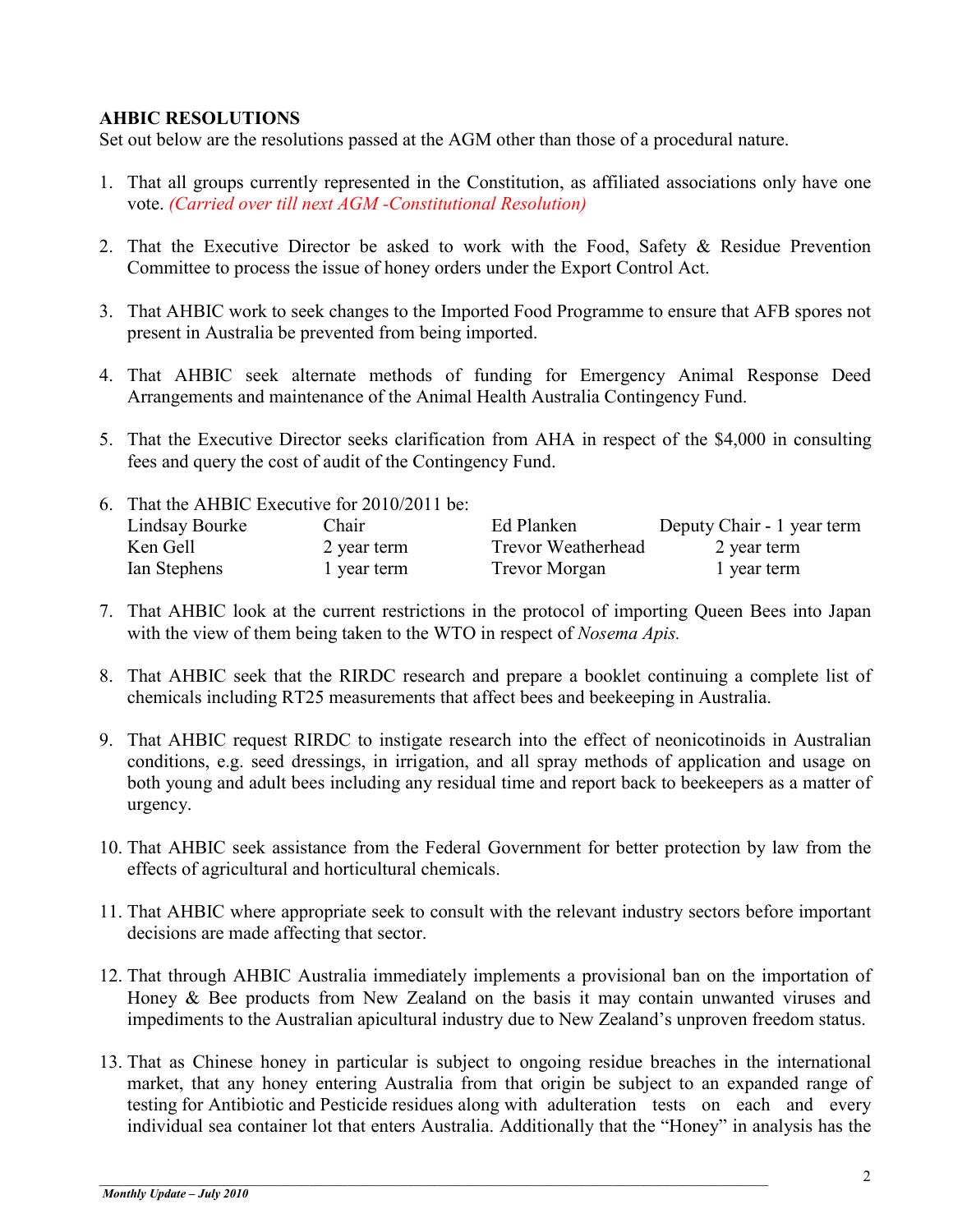**AHBIC RESOLUTIONS**

Set out below are the resolutions passed at the AGM other than those of a procedural nature.

1. That all groups currently represented in the Constitution, as affiliated associations only have one vote. *(Carried over till next AGM -Constitutional Resolution)*

2. That the Executive Director be asked to work with the Food, Safety & Residue Prevention Committee to process the issue of honey orders under the Export Control Act.

3. That AHBIC work to seek changes to the Imported Food Programme to ensure that AFB spores not present in Australia be prevented from being imported.

4. That AHBIC seek alternate methods of funding for Emergency Animal Response Deed Arrangements and maintenance of the Animal Health Australia Contingency Fund.

5. That the Executive Director seeks clarification from AHA in respect of the $4,000 in consulting fees and query the cost of audit of the Contingency Fund.

6. That the AHBIC Executive for 2010/2011 be:

| | | | |
|---|---|---|---|
| Lindsay Bourke | Chair | Ed Planken | Deputy Chair - 1 year term |
| Ken Gell | 2 year term | Trevor Weatherhead | 2 year term |
| Ian Stephens | 1 year term | Trevor Morgan | 1 year term |

7. That AHBIC look at the current restrictions in the protocol of importing Queen Bees into Japan with the view of them being taken to the WTO in respect of *Nosema Apis.*

8. That AHBIC seek that the RIRDC research and prepare a booklet continuing a complete list of chemicals including RT25 measurements that affect bees and beekeeping in Australia.

9. That AHBIC request RIRDC to instigate research into the effect of neonicotinoids in Australian conditions, e.g. seed dressings, in irrigation, and all spray methods of application and usage on both young and adult bees including any residual time and report back to beekeepers as a matter of urgency.

10. That AHBIC seek assistance from the Federal Government for better protection by law from the effects of agricultural and horticultural chemicals.

11. That AHBIC where appropriate seek to consult with the relevant industry sectors before important decisions are made affecting that sector.

12. That through AHBIC Australia immediately implements a provisional ban on the importation of Honey & Bee products from New Zealand on the basis it may contain unwanted viruses and impediments to the Australian apicultural industry due to New Zealand's unproven freedom status.

13. That as Chinese honey in particular is subject to ongoing residue breaches in the international market, that any honey entering Australia from that origin be subject to an expanded range of testing for Antibiotic and Pesticide residues along with adulteration tests on each and every individual sea container lot that enters Australia. Additionally that the "Honey" in analysis has the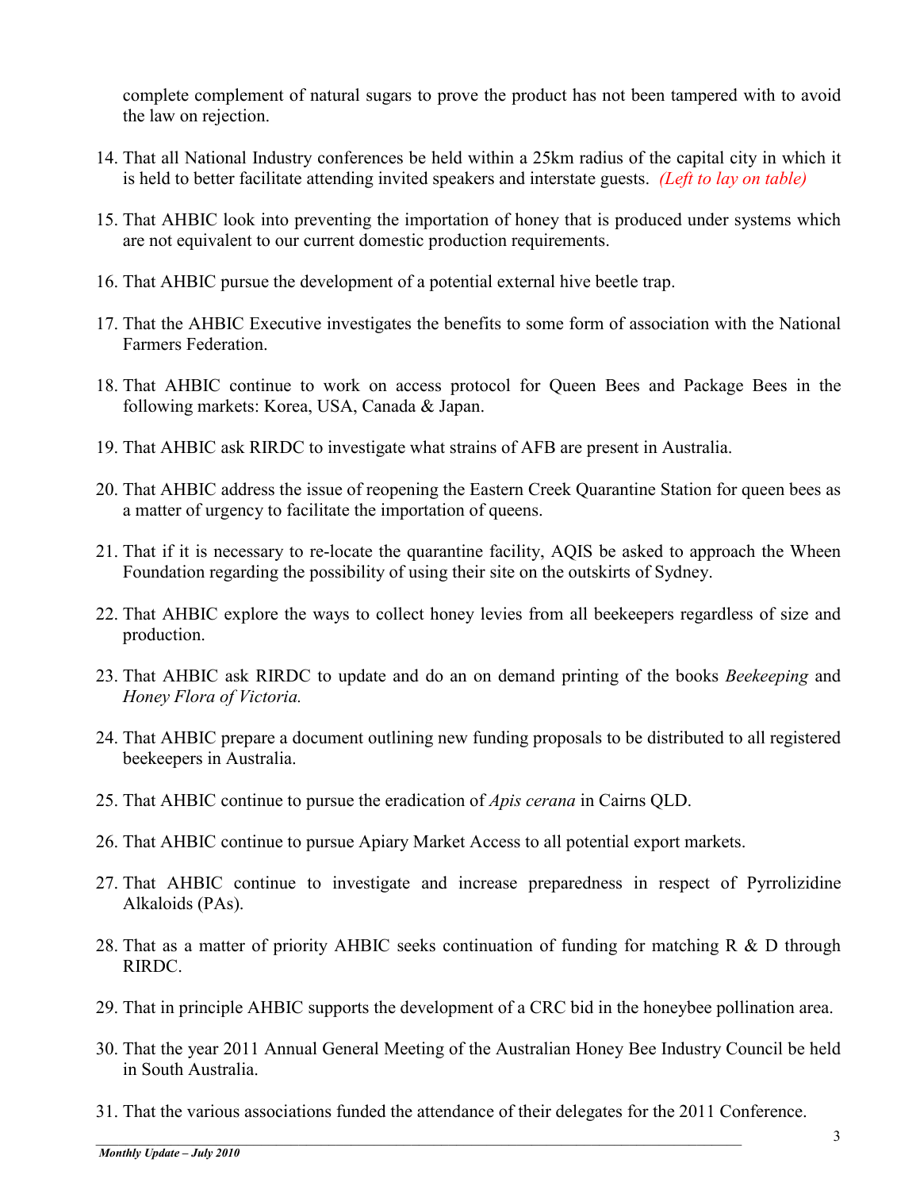complete complement of natural sugars to prove the product has not been tampered with to avoid the law on rejection.

14. That all National Industry conferences be held within a 25km radius of the capital city in which it is held to better facilitate attending invited speakers and interstate guests. *(Left to lay on table)*

15. That AHBIC look into preventing the importation of honey that is produced under systems which are not equivalent to our current domestic production requirements.

16. That AHBIC pursue the development of a potential external hive beetle trap.

17. That the AHBIC Executive investigates the benefits to some form of association with the National Farmers Federation.

18. That AHBIC continue to work on access protocol for Queen Bees and Package Bees in the following markets: Korea, USA, Canada & Japan.

19. That AHBIC ask RIRDC to investigate what strains of AFB are present in Australia.

20. That AHBIC address the issue of reopening the Eastern Creek Quarantine Station for queen bees as a matter of urgency to facilitate the importation of queens.

21. That if it is necessary to re-locate the quarantine facility, AQIS be asked to approach the Wheen Foundation regarding the possibility of using their site on the outskirts of Sydney.

22. That AHBIC explore the ways to collect honey levies from all beekeepers regardless of size and production.

23. That AHBIC ask RIRDC to update and do an on demand printing of the books *Beekeeping* and *Honey Flora of Victoria.*

24. That AHBIC prepare a document outlining new funding proposals to be distributed to all registered beekeepers in Australia.

25. That AHBIC continue to pursue the eradication of *Apis cerana* in Cairns QLD.

26. That AHBIC continue to pursue Apiary Market Access to all potential export markets.

27. That AHBIC continue to investigate and increase preparedness in respect of Pyrrolizidine Alkaloids (PAs).

28. That as a matter of priority AHBIC seeks continuation of funding for matching R & D through RIRDC.

29. That in principle AHBIC supports the development of a CRC bid in the honeybee pollination area.

30. That the year 2011 Annual General Meeting of the Australian Honey Bee Industry Council be held in South Australia.

31. That the various associations funded the attendance of their delegates for the 2011 Conference.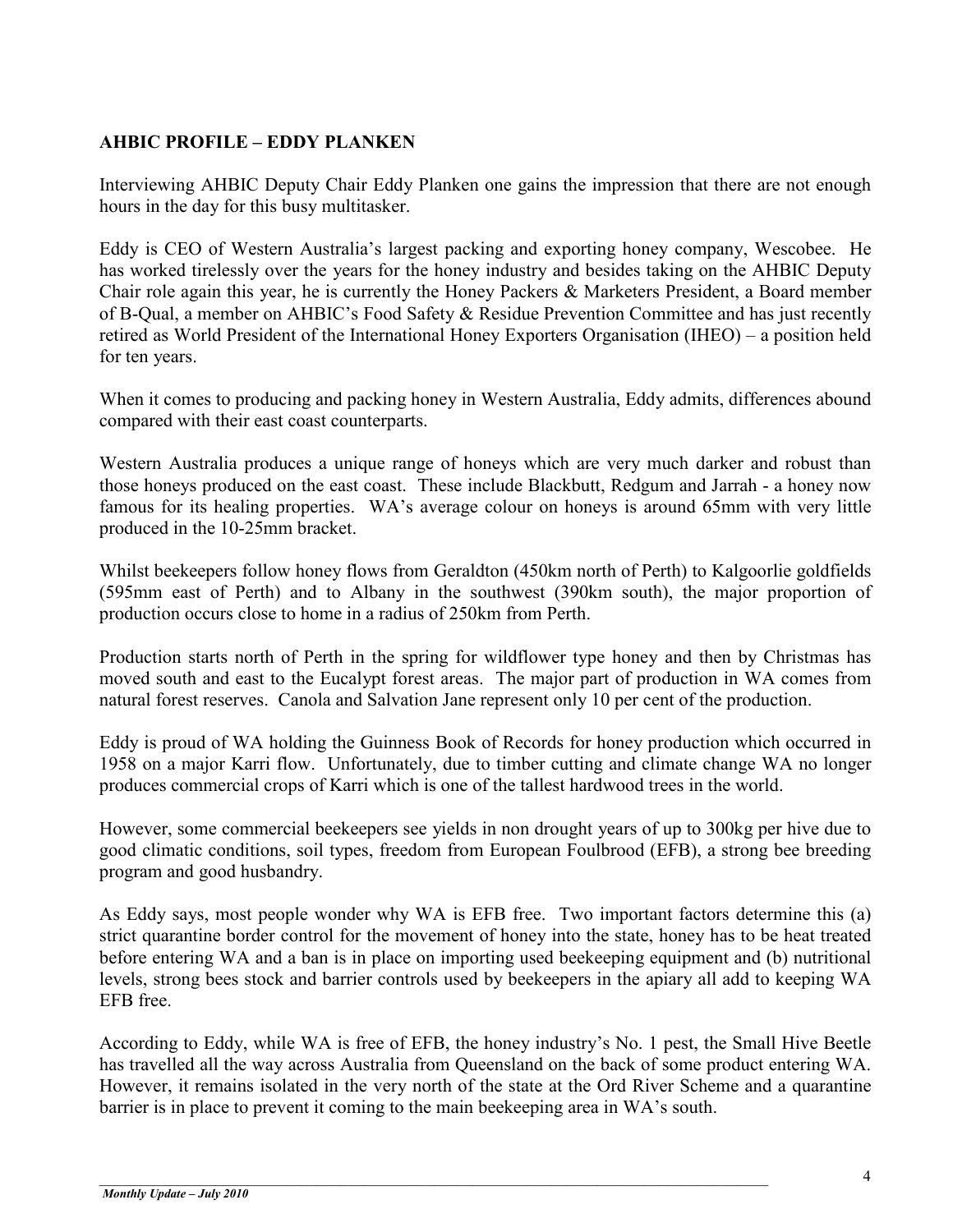**AHBIC PROFILE – EDDY PLANKEN**

Interviewing AHBIC Deputy Chair Eddy Planken one gains the impression that there are not enough hours in the day for this busy multitasker.

Eddy is CEO of Western Australia's largest packing and exporting honey company, Wescobee. He has worked tirelessly over the years for the honey industry and besides taking on the AHBIC Deputy Chair role again this year, he is currently the Honey Packers & Marketers President, a Board member of B-Qual, a member on AHBIC's Food Safety & Residue Prevention Committee and has just recently retired as World President of the International Honey Exporters Organisation (IHEO) – a position held for ten years.

When it comes to producing and packing honey in Western Australia, Eddy admits, differences abound compared with their east coast counterparts.

Western Australia produces a unique range of honeys which are very much darker and robust than those honeys produced on the east coast. These include Blackbutt, Redgum and Jarrah - a honey now famous for its healing properties. WA's average colour on honeys is around 65mm with very little produced in the 10-25mm bracket.

Whilst beekeepers follow honey flows from Geraldton (450km north of Perth) to Kalgoorlie goldfields (595mm east of Perth) and to Albany in the southwest (390km south), the major proportion of production occurs close to home in a radius of 250km from Perth.

Production starts north of Perth in the spring for wildflower type honey and then by Christmas has moved south and east to the Eucalypt forest areas. The major part of production in WA comes from natural forest reserves. Canola and Salvation Jane represent only 10 per cent of the production.

Eddy is proud of WA holding the Guinness Book of Records for honey production which occurred in 1958 on a major Karri flow. Unfortunately, due to timber cutting and climate change WA no longer produces commercial crops of Karri which is one of the tallest hardwood trees in the world.

However, some commercial beekeepers see yields in non drought years of up to 300kg per hive due to good climatic conditions, soil types, freedom from European Foulbrood (EFB), a strong bee breeding program and good husbandry.

As Eddy says, most people wonder why WA is EFB free. Two important factors determine this (a) strict quarantine border control for the movement of honey into the state, honey has to be heat treated before entering WA and a ban is in place on importing used beekeeping equipment and (b) nutritional levels, strong bees stock and barrier controls used by beekeepers in the apiary all add to keeping WA EFB free.

According to Eddy, while WA is free of EFB, the honey industry's No. 1 pest, the Small Hive Beetle has travelled all the way across Australia from Queensland on the back of some product entering WA. However, it remains isolated in the very north of the state at the Ord River Scheme and a quarantine barrier is in place to prevent it coming to the main beekeeping area in WA's south.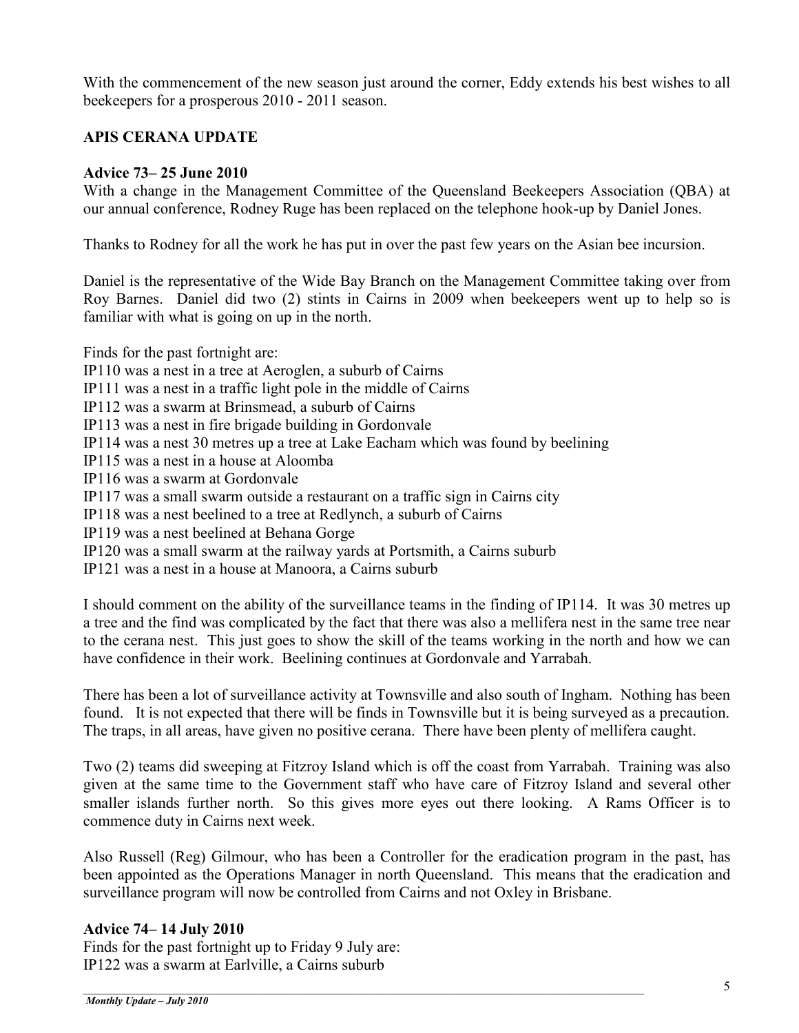With the commencement of the new season just around the corner, Eddy extends his best wishes to all beekeepers for a prosperous 2010 - 2011 season.

## APIS CERANA UPDATE

### Advice 73– 25 June 2010

With a change in the Management Committee of the Queensland Beekeepers Association (QBA) at our annual conference, Rodney Ruge has been replaced on the telephone hook-up by Daniel Jones.

Thanks to Rodney for all the work he has put in over the past few years on the Asian bee incursion.

Daniel is the representative of the Wide Bay Branch on the Management Committee taking over from Roy Barnes. Daniel did two (2) stints in Cairns in 2009 when beekeepers went up to help so is familiar with what is going on up in the north.

Finds for the past fortnight are:
IP110 was a nest in a tree at Aeroglen, a suburb of Cairns
IP111 was a nest in a traffic light pole in the middle of Cairns
IP112 was a swarm at Brinsmead, a suburb of Cairns
IP113 was a nest in fire brigade building in Gordonvale
IP114 was a nest 30 metres up a tree at Lake Eacham which was found by beelining
IP115 was a nest in a house at Aloomba
IP116 was a swarm at Gordonvale
IP117 was a small swarm outside a restaurant on a traffic sign in Cairns city
IP118 was a nest beelined to a tree at Redlynch, a suburb of Cairns
IP119 was a nest beelined at Behana Gorge
IP120 was a small swarm at the railway yards at Portsmith, a Cairns suburb
IP121 was a nest in a house at Manoora, a Cairns suburb

I should comment on the ability of the surveillance teams in the finding of IP114. It was 30 metres up a tree and the find was complicated by the fact that there was also a mellifera nest in the same tree near to the cerana nest. This just goes to show the skill of the teams working in the north and how we can have confidence in their work. Beelining continues at Gordonvale and Yarrabah.

There has been a lot of surveillance activity at Townsville and also south of Ingham. Nothing has been found. It is not expected that there will be finds in Townsville but it is being surveyed as a precaution. The traps, in all areas, have given no positive cerana. There have been plenty of mellifera caught.

Two (2) teams did sweeping at Fitzroy Island which is off the coast from Yarrabah. Training was also given at the same time to the Government staff who have care of Fitzroy Island and several other smaller islands further north. So this gives more eyes out there looking. A Rams Officer is to commence duty in Cairns next week.

Also Russell (Reg) Gilmour, who has been a Controller for the eradication program in the past, has been appointed as the Operations Manager in north Queensland. This means that the eradication and surveillance program will now be controlled from Cairns and not Oxley in Brisbane.

### Advice 74– 14 July 2010

Finds for the past fortnight up to Friday 9 July are:
IP122 was a swarm at Earlville, a Cairns suburb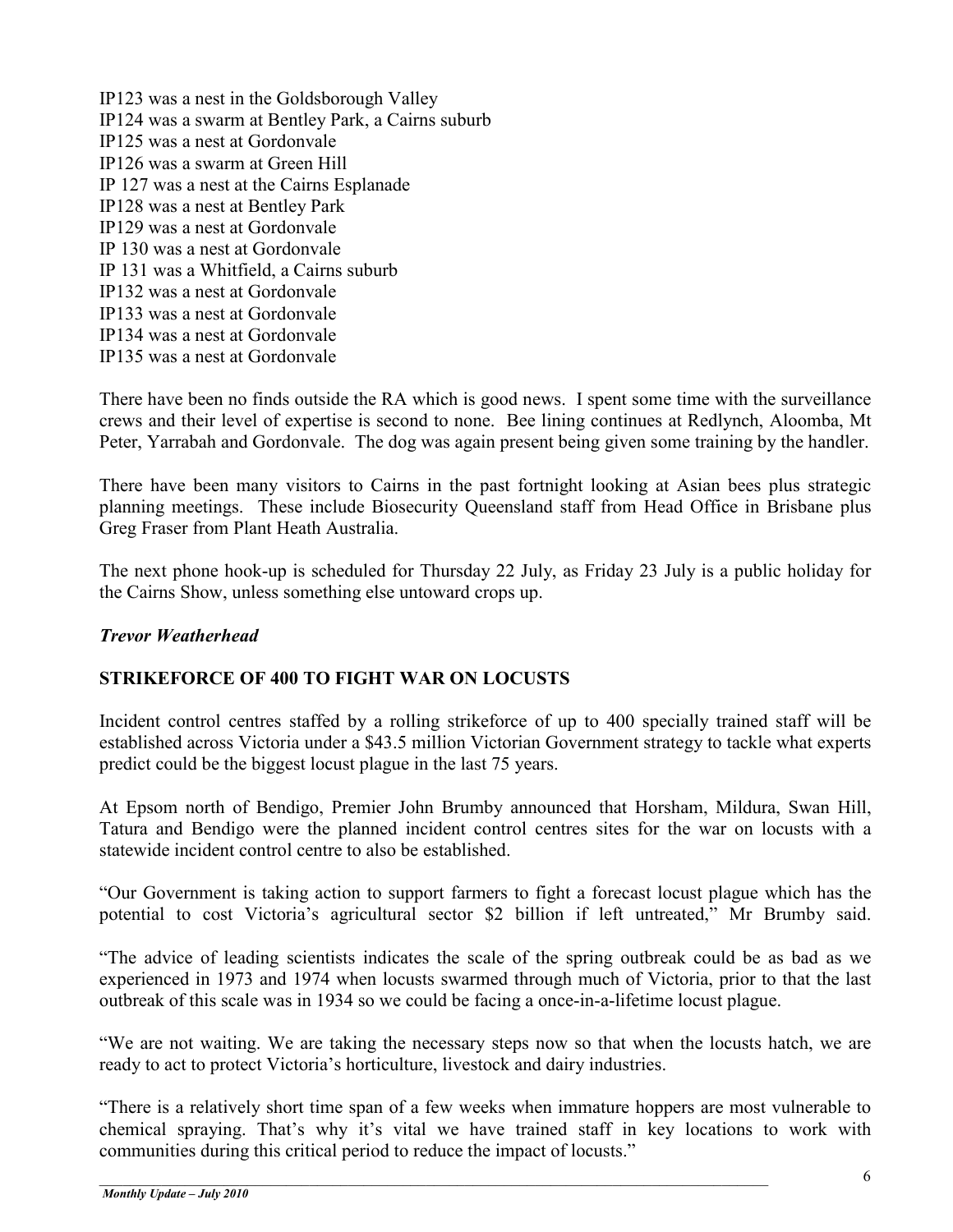IP123 was a nest in the Goldsborough Valley
IP124 was a swarm at Bentley Park, a Cairns suburb
IP125 was a nest at Gordonvale
IP126 was a swarm at Green Hill
IP 127 was a nest at the Cairns Esplanade
IP128 was a nest at Bentley Park
IP129 was a nest at Gordonvale
IP 130 was a nest at Gordonvale
IP 131 was a Whitfield, a Cairns suburb
IP132 was a nest at Gordonvale
IP133 was a nest at Gordonvale
IP134 was a nest at Gordonvale
IP135 was a nest at Gordonvale

There have been no finds outside the RA which is good news. I spent some time with the surveillance crews and their level of expertise is second to none. Bee lining continues at Redlynch, Aloomba, Mt Peter, Yarrabah and Gordonvale. The dog was again present being given some training by the handler.

There have been many visitors to Cairns in the past fortnight looking at Asian bees plus strategic planning meetings. These include Biosecurity Queensland staff from Head Office in Brisbane plus Greg Fraser from Plant Heath Australia.

The next phone hook-up is scheduled for Thursday 22 July, as Friday 23 July is a public holiday for the Cairns Show, unless something else untoward crops up.

***Trevor Weatherhead***

## STRIKEFORCE OF 400 TO FIGHT WAR ON LOCUSTS

Incident control centres staffed by a rolling strikeforce of up to 400 specially trained staff will be established across Victoria under a $43.5 million Victorian Government strategy to tackle what experts predict could be the biggest locust plague in the last 75 years.

At Epsom north of Bendigo, Premier John Brumby announced that Horsham, Mildura, Swan Hill, Tatura and Bendigo were the planned incident control centres sites for the war on locusts with a statewide incident control centre to also be established.

"Our Government is taking action to support farmers to fight a forecast locust plague which has the potential to cost Victoria's agricultural sector $2 billion if left untreated," Mr Brumby said.

"The advice of leading scientists indicates the scale of the spring outbreak could be as bad as we experienced in 1973 and 1974 when locusts swarmed through much of Victoria, prior to that the last outbreak of this scale was in 1934 so we could be facing a once-in-a-lifetime locust plague.

"We are not waiting. We are taking the necessary steps now so that when the locusts hatch, we are ready to act to protect Victoria's horticulture, livestock and dairy industries.

"There is a relatively short time span of a few weeks when immature hoppers are most vulnerable to chemical spraying. That's why it's vital we have trained staff in key locations to work with communities during this critical period to reduce the impact of locusts."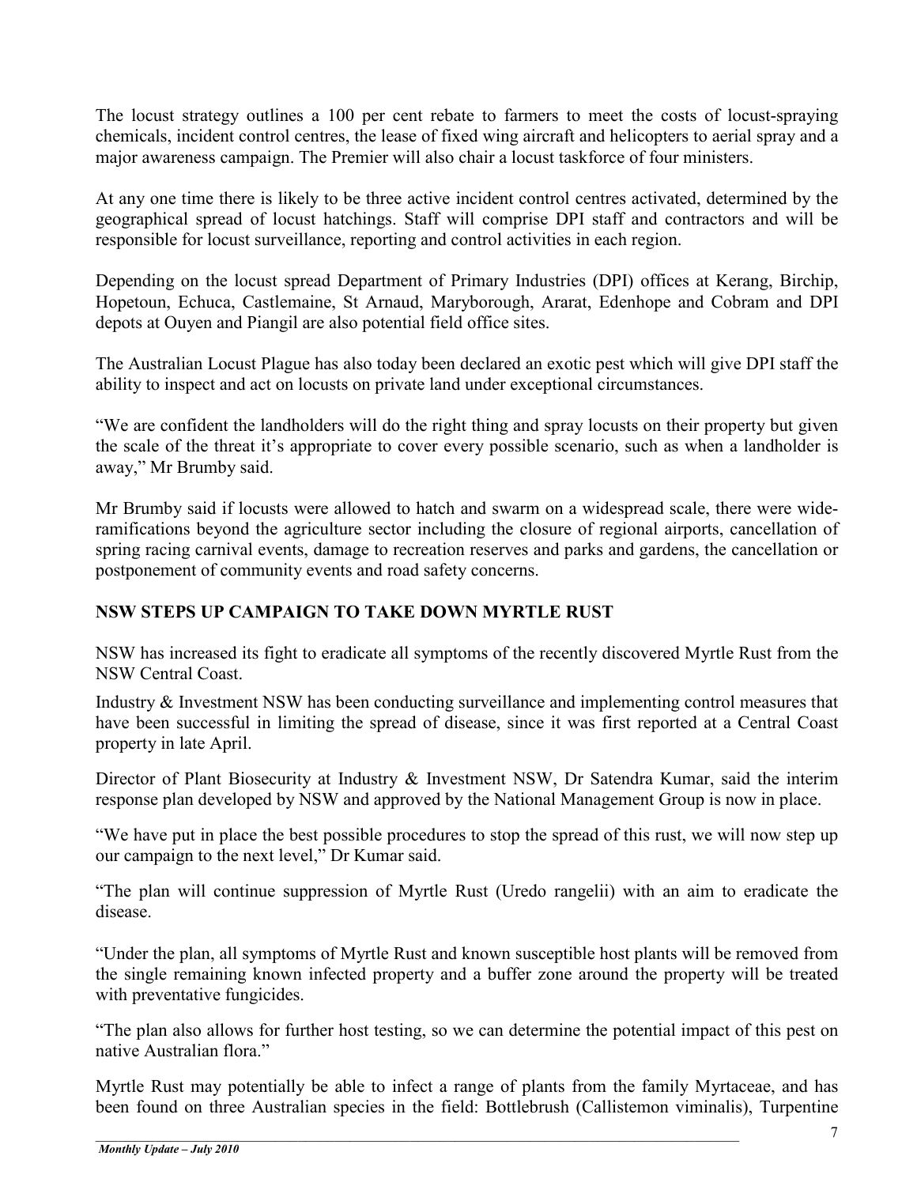The locust strategy outlines a 100 per cent rebate to farmers to meet the costs of locust-spraying chemicals, incident control centres, the lease of fixed wing aircraft and helicopters to aerial spray and a major awareness campaign. The Premier will also chair a locust taskforce of four ministers.

At any one time there is likely to be three active incident control centres activated, determined by the geographical spread of locust hatchings. Staff will comprise DPI staff and contractors and will be responsible for locust surveillance, reporting and control activities in each region.

Depending on the locust spread Department of Primary Industries (DPI) offices at Kerang, Birchip, Hopetoun, Echuca, Castlemaine, St Arnaud, Maryborough, Ararat, Edenhope and Cobram and DPI depots at Ouyen and Piangil are also potential field office sites.

The Australian Locust Plague has also today been declared an exotic pest which will give DPI staff the ability to inspect and act on locusts on private land under exceptional circumstances.

"We are confident the landholders will do the right thing and spray locusts on their property but given the scale of the threat it's appropriate to cover every possible scenario, such as when a landholder is away," Mr Brumby said.

Mr Brumby said if locusts were allowed to hatch and swarm on a widespread scale, there were wide-ramifications beyond the agriculture sector including the closure of regional airports, cancellation of spring racing carnival events, damage to recreation reserves and parks and gardens, the cancellation or postponement of community events and road safety concerns.

## NSW STEPS UP CAMPAIGN TO TAKE DOWN MYRTLE RUST

NSW has increased its fight to eradicate all symptoms of the recently discovered Myrtle Rust from the NSW Central Coast.

Industry & Investment NSW has been conducting surveillance and implementing control measures that have been successful in limiting the spread of disease, since it was first reported at a Central Coast property in late April.

Director of Plant Biosecurity at Industry & Investment NSW, Dr Satendra Kumar, said the interim response plan developed by NSW and approved by the National Management Group is now in place.

"We have put in place the best possible procedures to stop the spread of this rust, we will now step up our campaign to the next level," Dr Kumar said.

"The plan will continue suppression of Myrtle Rust (Uredo rangelii) with an aim to eradicate the disease.

"Under the plan, all symptoms of Myrtle Rust and known susceptible host plants will be removed from the single remaining known infected property and a buffer zone around the property will be treated with preventative fungicides.

"The plan also allows for further host testing, so we can determine the potential impact of this pest on native Australian flora."

Myrtle Rust may potentially be able to infect a range of plants from the family Myrtaceae, and has been found on three Australian species in the field: Bottlebrush (Callistemon viminalis), Turpentine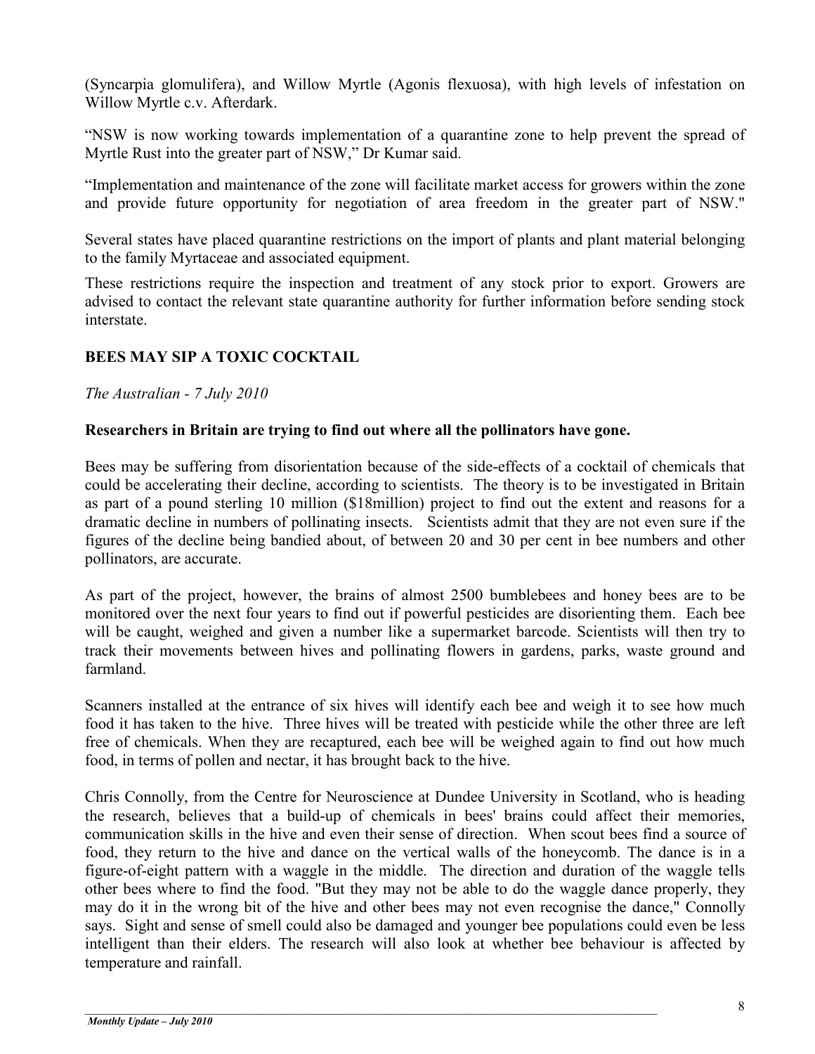(Syncarpia glomulifera), and Willow Myrtle (Agonis flexuosa), with high levels of infestation on Willow Myrtle c.v. Afterdark.

"NSW is now working towards implementation of a quarantine zone to help prevent the spread of Myrtle Rust into the greater part of NSW," Dr Kumar said.

"Implementation and maintenance of the zone will facilitate market access for growers within the zone and provide future opportunity for negotiation of area freedom in the greater part of NSW."

Several states have placed quarantine restrictions on the import of plants and plant material belonging to the family Myrtaceae and associated equipment.

These restrictions require the inspection and treatment of any stock prior to export. Growers are advised to contact the relevant state quarantine authority for further information before sending stock interstate.

## BEES MAY SIP A TOXIC COCKTAIL

*The Australian - 7 July 2010*

**Researchers in Britain are trying to find out where all the pollinators have gone.**

Bees may be suffering from disorientation because of the side-effects of a cocktail of chemicals that could be accelerating their decline, according to scientists. The theory is to be investigated in Britain as part of a pound sterling 10 million ($18million) project to find out the extent and reasons for a dramatic decline in numbers of pollinating insects. Scientists admit that they are not even sure if the figures of the decline being bandied about, of between 20 and 30 per cent in bee numbers and other pollinators, are accurate.

As part of the project, however, the brains of almost 2500 bumblebees and honey bees are to be monitored over the next four years to find out if powerful pesticides are disorienting them. Each bee will be caught, weighed and given a number like a supermarket barcode. Scientists will then try to track their movements between hives and pollinating flowers in gardens, parks, waste ground and farmland.

Scanners installed at the entrance of six hives will identify each bee and weigh it to see how much food it has taken to the hive. Three hives will be treated with pesticide while the other three are left free of chemicals. When they are recaptured, each bee will be weighed again to find out how much food, in terms of pollen and nectar, it has brought back to the hive.

Chris Connolly, from the Centre for Neuroscience at Dundee University in Scotland, who is heading the research, believes that a build-up of chemicals in bees' brains could affect their memories, communication skills in the hive and even their sense of direction. When scout bees find a source of food, they return to the hive and dance on the vertical walls of the honeycomb. The dance is in a figure-of-eight pattern with a waggle in the middle. The direction and duration of the waggle tells other bees where to find the food. "But they may not be able to do the waggle dance properly, they may do it in the wrong bit of the hive and other bees may not even recognise the dance," Connolly says. Sight and sense of smell could also be damaged and younger bee populations could even be less intelligent than their elders. The research will also look at whether bee behaviour is affected by temperature and rainfall.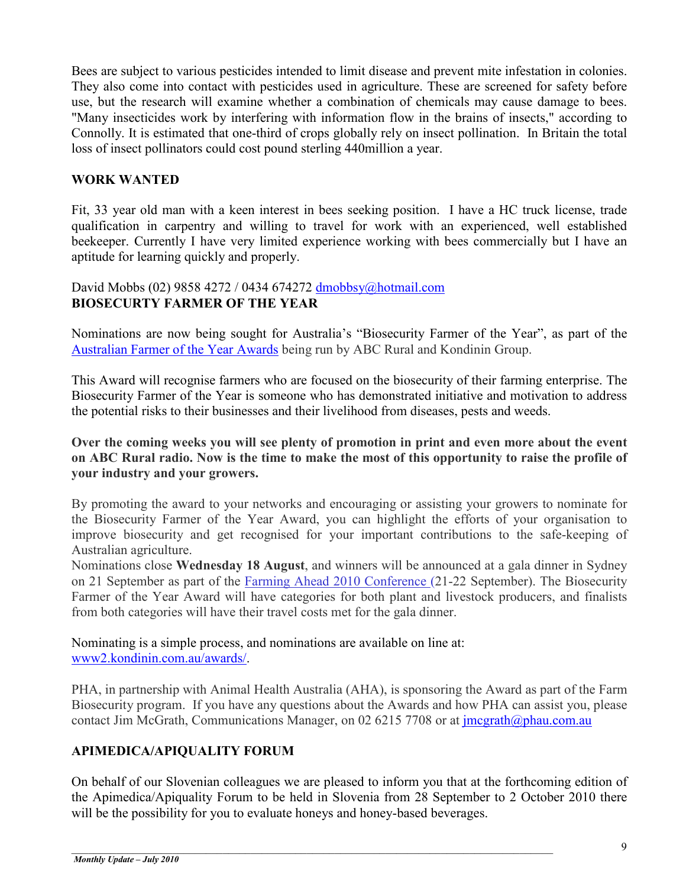Bees are subject to various pesticides intended to limit disease and prevent mite infestation in colonies. They also come into contact with pesticides used in agriculture. These are screened for safety before use, but the research will examine whether a combination of chemicals may cause damage to bees. "Many insecticides work by interfering with information flow in the brains of insects," according to Connolly. It is estimated that one-third of crops globally rely on insect pollination. In Britain the total loss of insect pollinators could cost pound sterling 440million a year.

## WORK WANTED

Fit, 33 year old man with a keen interest in bees seeking position. I have a HC truck license, trade qualification in carpentry and willing to travel for work with an experienced, well established beekeeper. Currently I have very limited experience working with bees commercially but I have an aptitude for learning quickly and properly.

David Mobbs (02) 9858 4272 / 0434 674272 dmobbsy@hotmail.com

## BIOSECURTY FARMER OF THE YEAR

Nominations are now being sought for Australia's "Biosecurity Farmer of the Year", as part of the Australian Farmer of the Year Awards being run by ABC Rural and Kondinin Group.

This Award will recognise farmers who are focused on the biosecurity of their farming enterprise. The Biosecurity Farmer of the Year is someone who has demonstrated initiative and motivation to address the potential risks to their businesses and their livelihood from diseases, pests and weeds.

**Over the coming weeks you will see plenty of promotion in print and even more about the event on ABC Rural radio. Now is the time to make the most of this opportunity to raise the profile of your industry and your growers.**

By promoting the award to your networks and encouraging or assisting your growers to nominate for the Biosecurity Farmer of the Year Award, you can highlight the efforts of your organisation to improve biosecurity and get recognised for your important contributions to the safe-keeping of Australian agriculture.
Nominations close **Wednesday 18 August**, and winners will be announced at a gala dinner in Sydney on 21 September as part of the Farming Ahead 2010 Conference (21-22 September). The Biosecurity Farmer of the Year Award will have categories for both plant and livestock producers, and finalists from both categories will have their travel costs met for the gala dinner.

Nominating is a simple process, and nominations are available on line at:
www2.kondinin.com.au/awards/.

PHA, in partnership with Animal Health Australia (AHA), is sponsoring the Award as part of the Farm Biosecurity program. If you have any questions about the Awards and how PHA can assist you, please contact Jim McGrath, Communications Manager, on 02 6215 7708 or at jmcgrath@phau.com.au

## APIMEDICA/APIQUALITY FORUM

On behalf of our Slovenian colleagues we are pleased to inform you that at the forthcoming edition of the Apimedica/Apiquality Forum to be held in Slovenia from 28 September to 2 October 2010 there will be the possibility for you to evaluate honeys and honey-based beverages.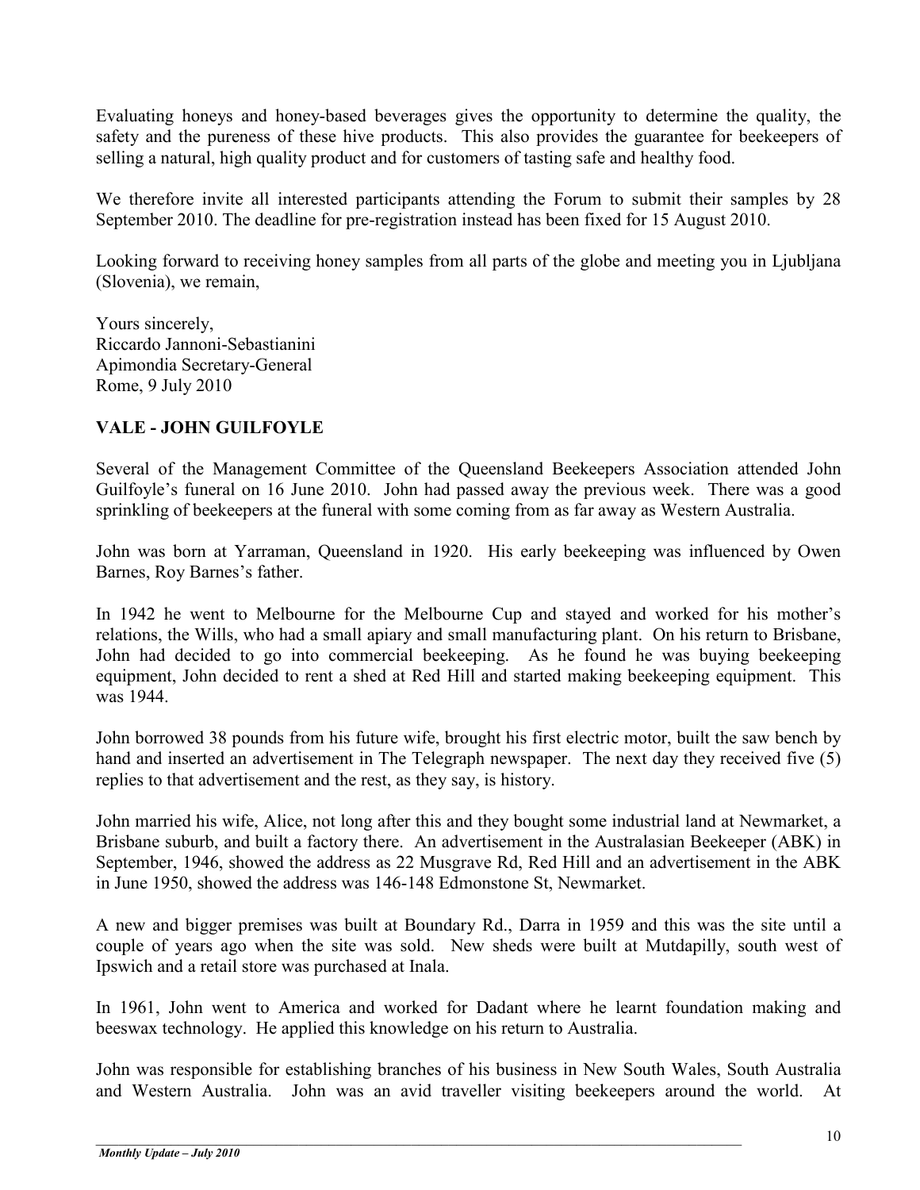Evaluating honeys and honey-based beverages gives the opportunity to determine the quality, the safety and the pureness of these hive products. This also provides the guarantee for beekeepers of selling a natural, high quality product and for customers of tasting safe and healthy food.

We therefore invite all interested participants attending the Forum to submit their samples by 28 September 2010. The deadline for pre-registration instead has been fixed for 15 August 2010.

Looking forward to receiving honey samples from all parts of the globe and meeting you in Ljubljana (Slovenia), we remain,

Yours sincerely,  
Riccardo Jannoni-Sebastianini  
Apimondia Secretary-General  
Rome, 9 July 2010

## VALE - JOHN GUILFOYLE

Several of the Management Committee of the Queensland Beekeepers Association attended John Guilfoyle's funeral on 16 June 2010. John had passed away the previous week. There was a good sprinkling of beekeepers at the funeral with some coming from as far away as Western Australia.

John was born at Yarraman, Queensland in 1920. His early beekeeping was influenced by Owen Barnes, Roy Barnes's father.

In 1942 he went to Melbourne for the Melbourne Cup and stayed and worked for his mother's relations, the Wills, who had a small apiary and small manufacturing plant. On his return to Brisbane, John had decided to go into commercial beekeeping. As he found he was buying beekeeping equipment, John decided to rent a shed at Red Hill and started making beekeeping equipment. This was 1944.

John borrowed 38 pounds from his future wife, brought his first electric motor, built the saw bench by hand and inserted an advertisement in The Telegraph newspaper. The next day they received five (5) replies to that advertisement and the rest, as they say, is history.

John married his wife, Alice, not long after this and they bought some industrial land at Newmarket, a Brisbane suburb, and built a factory there. An advertisement in the Australasian Beekeeper (ABK) in September, 1946, showed the address as 22 Musgrave Rd, Red Hill and an advertisement in the ABK in June 1950, showed the address was 146-148 Edmonstone St, Newmarket.

A new and bigger premises was built at Boundary Rd., Darra in 1959 and this was the site until a couple of years ago when the site was sold. New sheds were built at Mutdapilly, south west of Ipswich and a retail store was purchased at Inala.

In 1961, John went to America and worked for Dadant where he learnt foundation making and beeswax technology. He applied this knowledge on his return to Australia.

John was responsible for establishing branches of his business in New South Wales, South Australia and Western Australia. John was an avid traveller visiting beekeepers around the world. At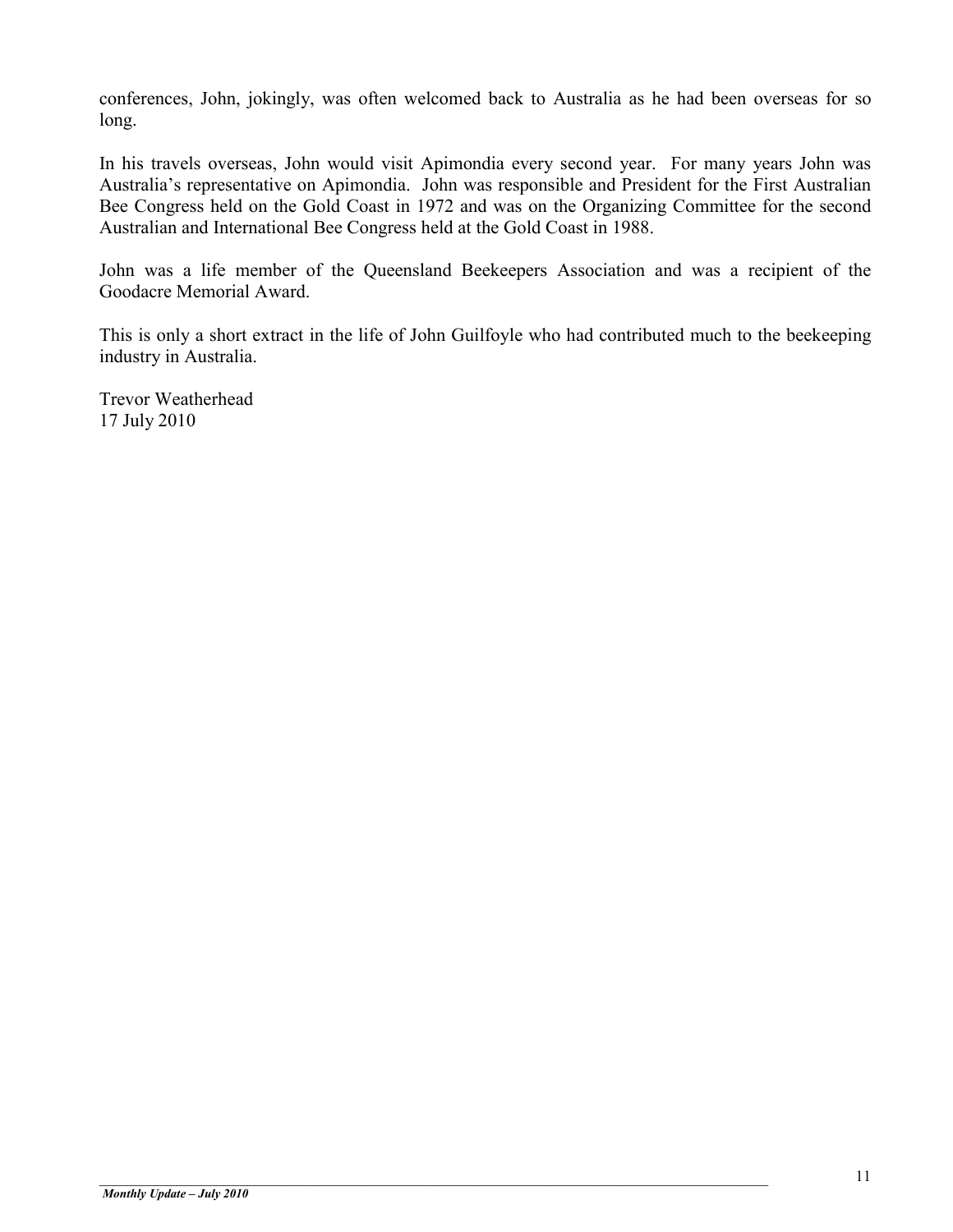conferences, John, jokingly, was often welcomed back to Australia as he had been overseas for so long.

In his travels overseas, John would visit Apimondia every second year. For many years John was Australia's representative on Apimondia. John was responsible and President for the First Australian Bee Congress held on the Gold Coast in 1972 and was on the Organizing Committee for the second Australian and International Bee Congress held at the Gold Coast in 1988.

John was a life member of the Queensland Beekeepers Association and was a recipient of the Goodacre Memorial Award.

This is only a short extract in the life of John Guilfoyle who had contributed much to the beekeeping industry in Australia.

Trevor Weatherhead
17 July 2010